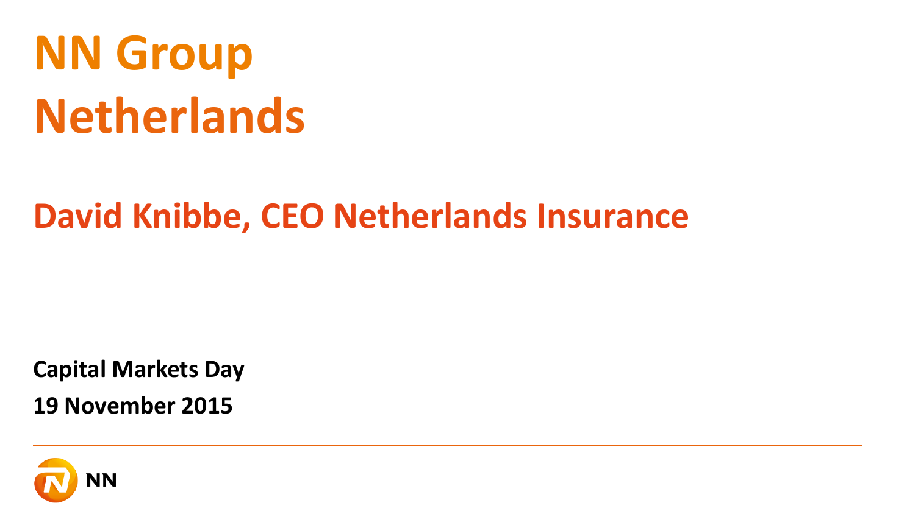# NN Group Netherlands

## David Knibbe, CEO Netherlands Insurance

**Capital Markets Day**

**19 November 2015**

NN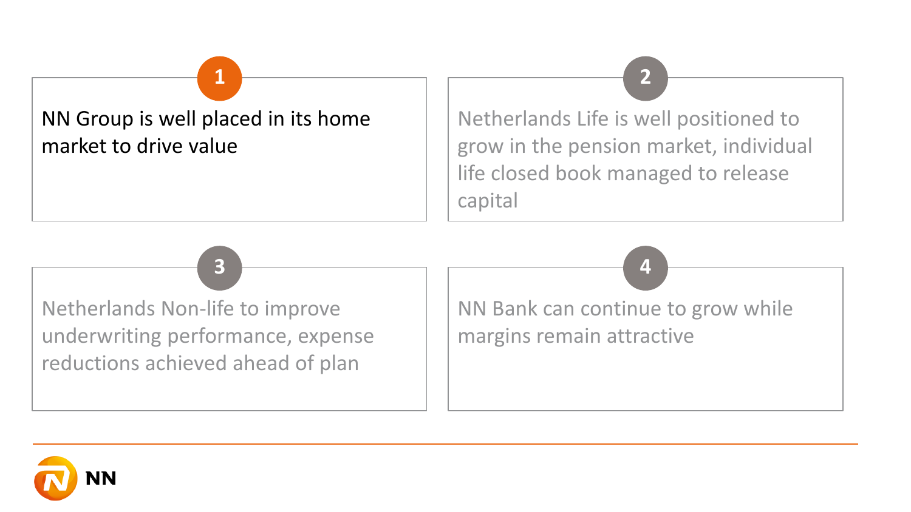1. NN Group is well placed in its home market to drive value

2. Netherlands Life is well positioned to grow in the pension market, individual life closed book managed to release capital

3. Netherlands Non-life to improve underwriting performance, expense reductions achieved ahead of plan

4. NN Bank can continue to grow while margins remain attractive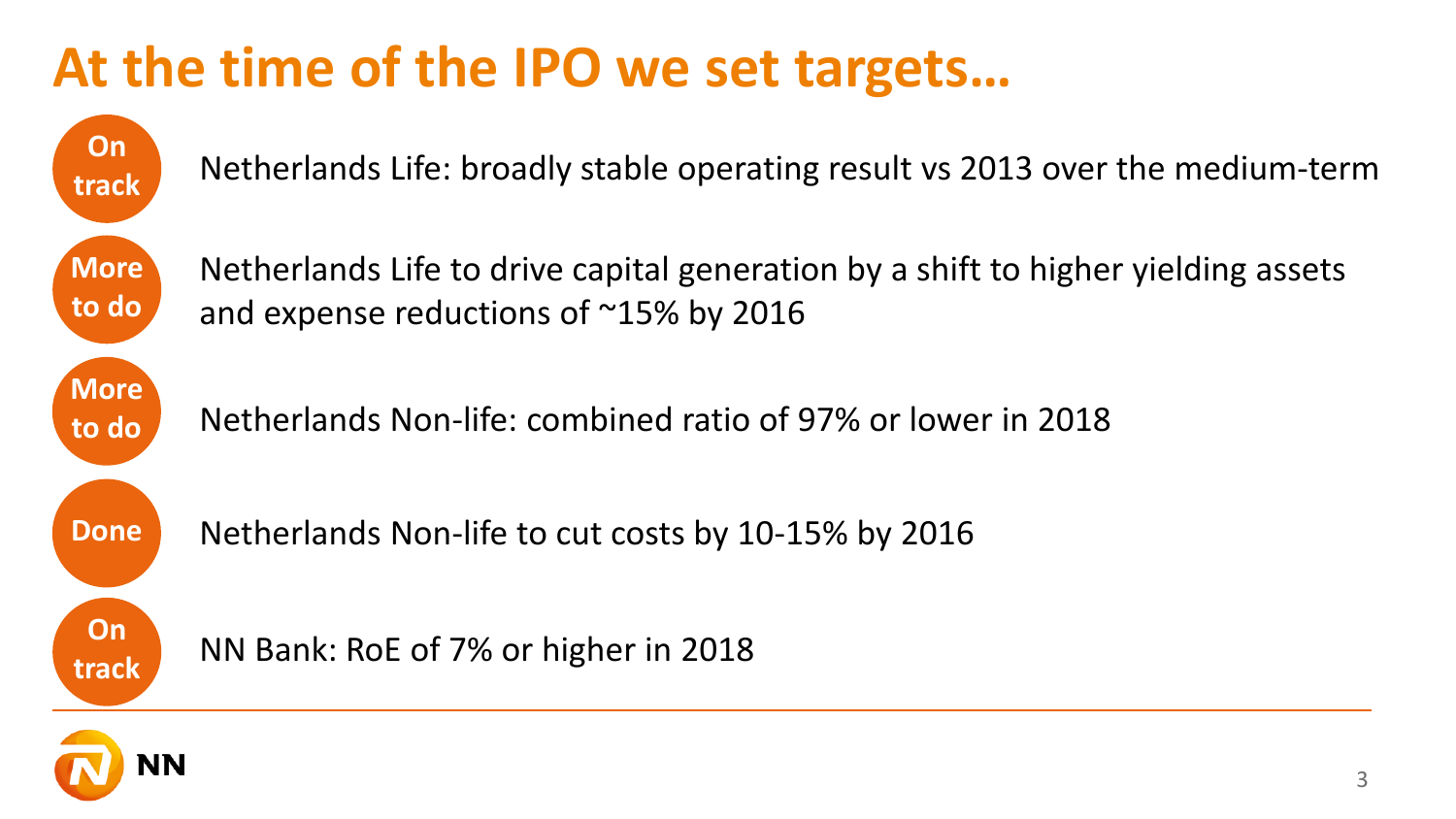# At the time of the IPO we set targets…

| Status | Target |
| --- | --- |
| On track | Netherlands Life: broadly stable operating result vs 2013 over the medium-term |
| More to do | Netherlands Life to drive capital generation by a shift to higher yielding assets and expense reductions of ~15% by 2016 |
| More to do | Netherlands Non-life: combined ratio of 97% or lower in 2018 |
| Done | Netherlands Non-life to cut costs by 10-15% by 2016 |
| On track | NN Bank: RoE of 7% or higher in 2018 |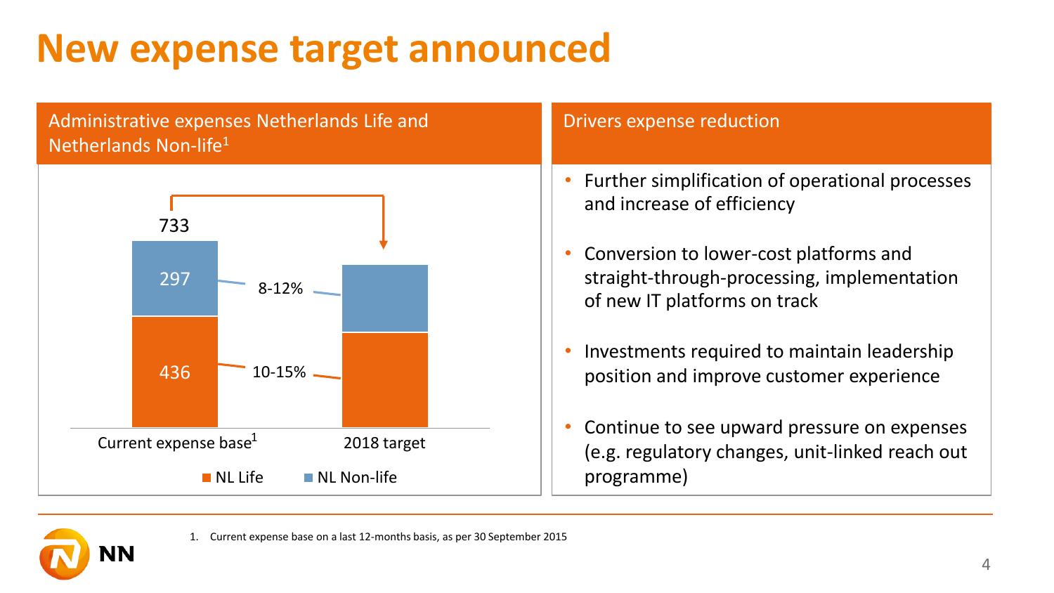# New expense target announced

## Administrative expenses Netherlands Life and Netherlands Non-life[1]

| | Current expense base[1] | Reduction | 2018 target |
|---|---|---|---|
| NL Non-life | 297 | 8-12% | |
| NL Life | 436 | 10-15% | |
| Total | 733 | | |

■ NL Life ■ NL Non-life

## Drivers expense reduction

- Further simplification of operational processes and increase of efficiency
- Conversion to lower-cost platforms and straight-through-processing, implementation of new IT platforms on track
- Investments required to maintain leadership position and improve customer experience
- Continue to see upward pressure on expenses (e.g. regulatory changes, unit-linked reach out programme)

1. Current expense base on a last 12-months basis, as per 30 September 2015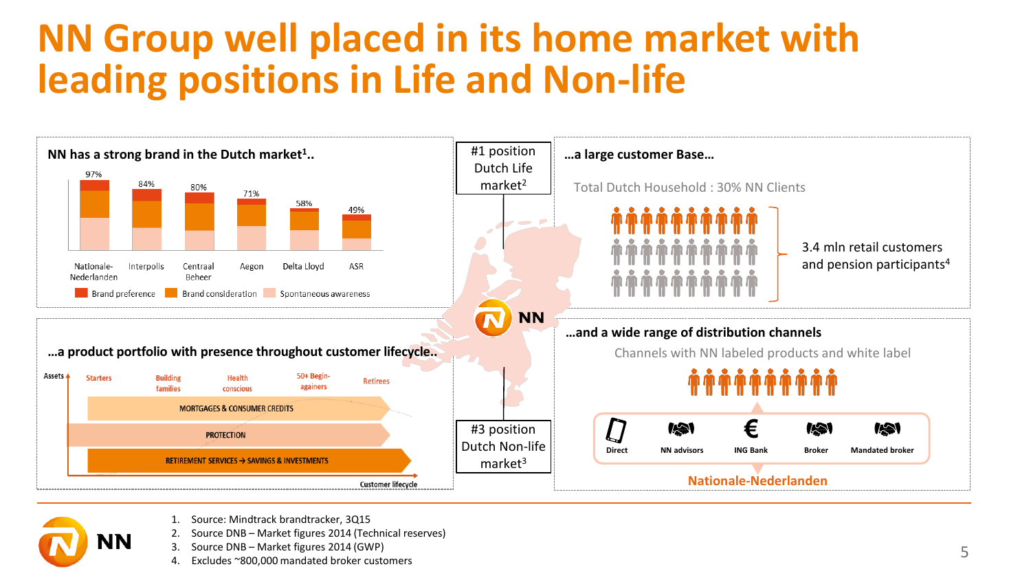# NN Group well placed in its home market with leading positions in Life and Non-life

## NN has a strong brand in the Dutch market[1]..

| Brand | Total |
|---|---|
| Nationale-Nederlanden | 97% |
| Interpolis | 84% |
| Centraal Beheer | 80% |
| Aegon | 71% |
| Delta Lloyd | 58% |
| ASR | 49% |

Brand preference | Brand consideration | Spontaneous awareness

## #1 position Dutch Life market[2]

## …a large customer Base…

Total Dutch Household : 30% NN Clients

3.4 mln retail customers and pension participants[4]

## …a product portfolio with presence throughout customer lifecycle..

Assets — Starters, Building families, Health conscious, 50+ Begin-againers, Retirees

- MORTGAGES & CONSUMER CREDITS
- PROTECTION
- RETIREMENT SERVICES → SAVINGS & INVESTMENTS

Customer lifecycle

## #3 position Dutch Non-life market[3]

## …and a wide range of distribution channels

Channels with NN labeled products and white label

Direct | NN advisors | ING Bank | Broker | Mandated broker

Nationale-Nederlanden

1. Source: Mindtrack brandtracker, 3Q15
2. Source DNB – Market figures 2014 (Technical reserves)
3. Source DNB – Market figures 2014 (GWP)
4. Excludes ~800,000 mandated broker customers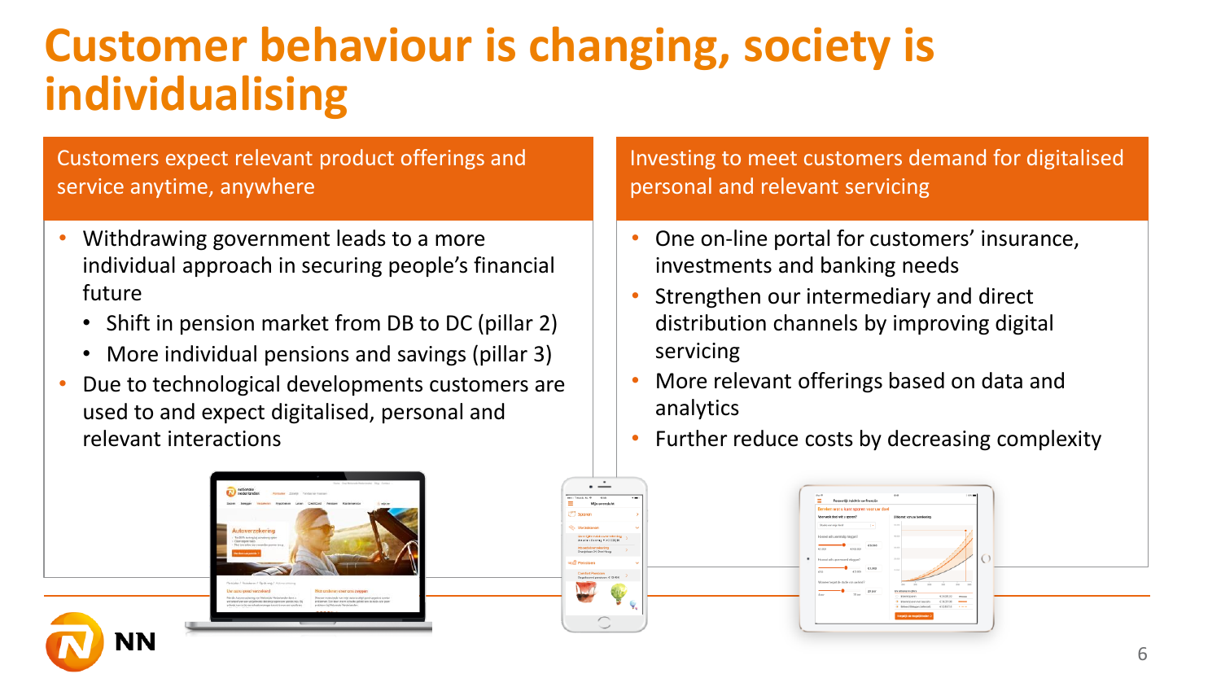# Customer behaviour is changing, society is individualising

## Customers expect relevant product offerings and service anytime, anywhere

- Withdrawing government leads to a more individual approach in securing people's financial future
  - Shift in pension market from DB to DC (pillar 2)
  - More individual pensions and savings (pillar 3)
- Due to technological developments customers are used to and expect digitalised, personal and relevant interactions

## Investing to meet customers demand for digitalised personal and relevant servicing

- One on-line portal for customers' insurance, investments and banking needs
- Strengthen our intermediary and direct distribution channels by improving digital servicing
- More relevant offerings based on data and analytics
- Further reduce costs by decreasing complexity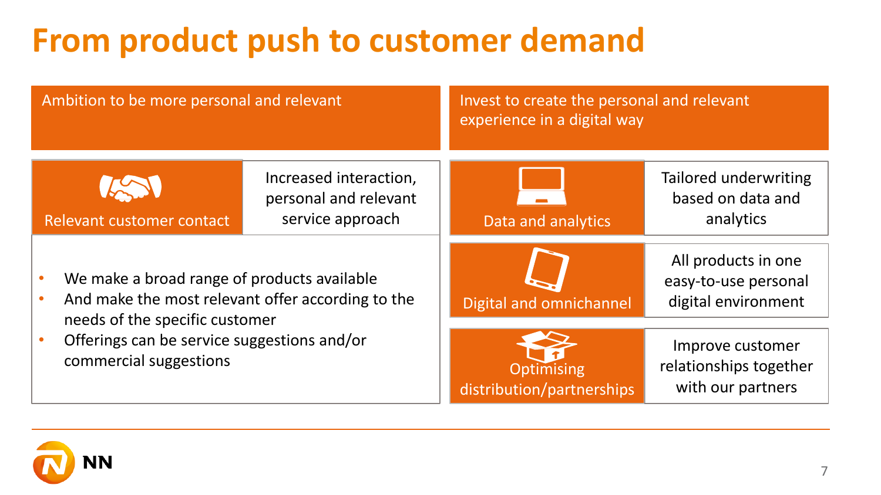# From product push to customer demand

## Ambition to be more personal and relevant

| Relevant customer contact | Increased interaction, personal and relevant service approach |
|---|---|

- We make a broad range of products available
- And make the most relevant offer according to the needs of the specific customer
- Offerings can be service suggestions and/or commercial suggestions

## Invest to create the personal and relevant experience in a digital way

| | |
|---|---|
| Data and analytics | Tailored underwriting based on data and analytics |
| Digital and omnichannel | All products in one easy-to-use personal digital environment |
| Optimising distribution/partnerships | Improve customer relationships together with our partners |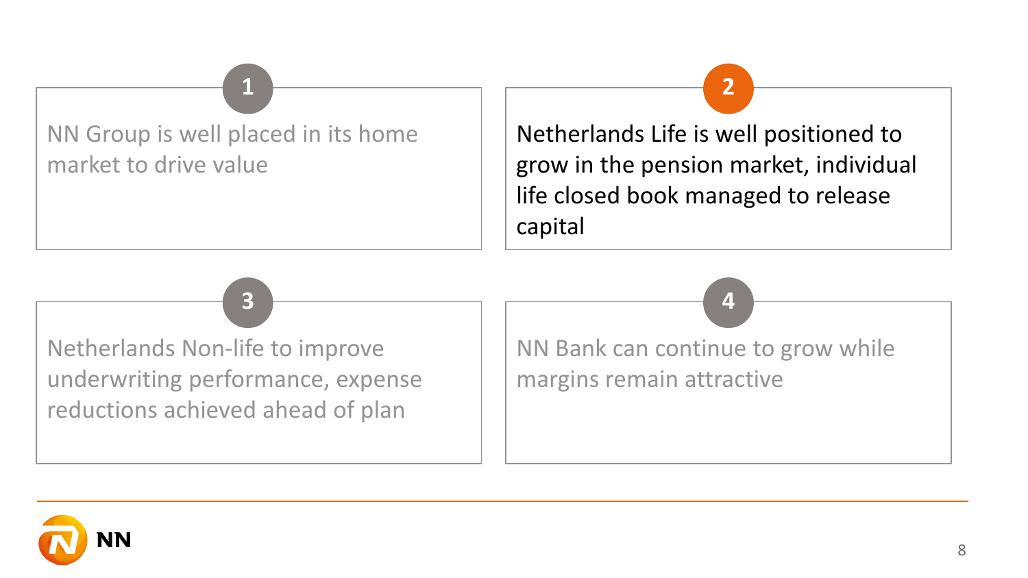1. NN Group is well placed in its home market to drive value

2. **Netherlands Life is well positioned to grow in the pension market, individual life closed book managed to release capital**

3. Netherlands Non-life to improve underwriting performance, expense reductions achieved ahead of plan

4. NN Bank can continue to grow while margins remain attractive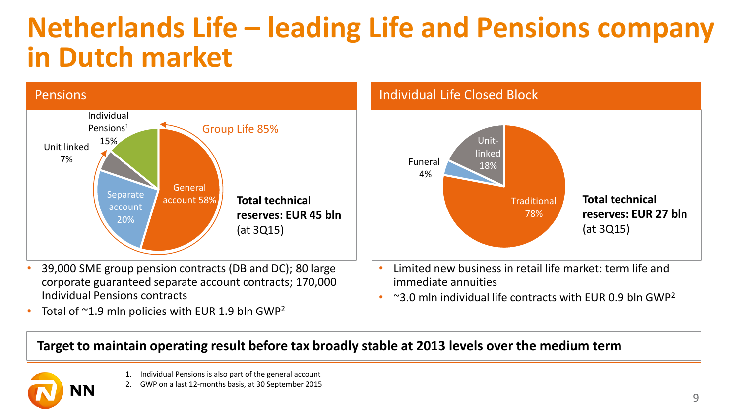# Netherlands Life – leading Life and Pensions company in Dutch market

## Pensions

Individual Pensions[1] 15%

Unit linked 7%

Group Life 85%

Separate account 20%

General account 58%

**Total technical reserves: EUR 45 bln** (at 3Q15)

- 39,000 SME group pension contracts (DB and DC); 80 large corporate guaranteed separate account contracts; 170,000 Individual Pensions contracts
- Total of ~1.9 mln policies with EUR 1.9 bln GWP[2]

## Individual Life Closed Block

Unit-linked 18%

Funeral 4%

Traditional 78%

**Total technical reserves: EUR 27 bln** (at 3Q15)

- Limited new business in retail life market: term life and immediate annuities
- ~3.0 mln individual life contracts with EUR 0.9 bln GWP[2]

**Target to maintain operating result before tax broadly stable at 2013 levels over the medium term**

1. Individual Pensions is also part of the general account
2. GWP on a last 12-months basis, at 30 September 2015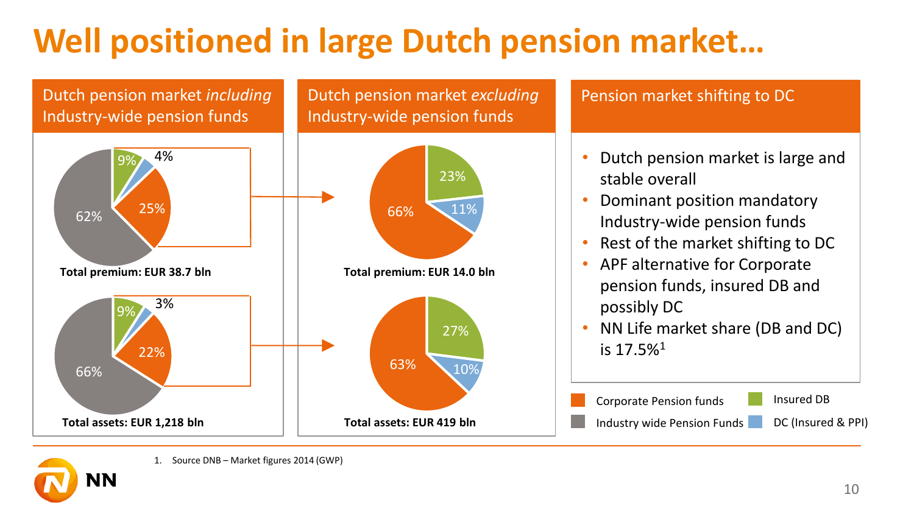# Well positioned in large Dutch pension market…

## Dutch pension market *including* Industry-wide pension funds

| Segment | Premium | Assets |
|---|---|---|
| Industry wide Pension Funds | 62% | 66% |
| Corporate Pension funds | 25% | 22% |
| Insured DB | 9% | 9% |
| DC (Insured & PPI) | 4% | 3% |

**Total premium: EUR 38.7 bln**

**Total assets: EUR 1,218 bln**

## Dutch pension market *excluding* Industry-wide pension funds

| Segment | Premium | Assets |
|---|---|---|
| Corporate Pension funds | 66% | 63% |
| Insured DB | 23% | 27% |
| DC (Insured & PPI) | 11% | 10% |

**Total premium: EUR 14.0 bln**

**Total assets: EUR 419 bln**

## Pension market shifting to DC

- Dutch pension market is large and stable overall
- Dominant position mandatory Industry-wide pension funds
- Rest of the market shifting to DC
- APF alternative for Corporate pension funds, insured DB and possibly DC
- NN Life market share (DB and DC) is 17.5%[1]

1. Source DNB – Market figures 2014 (GWP)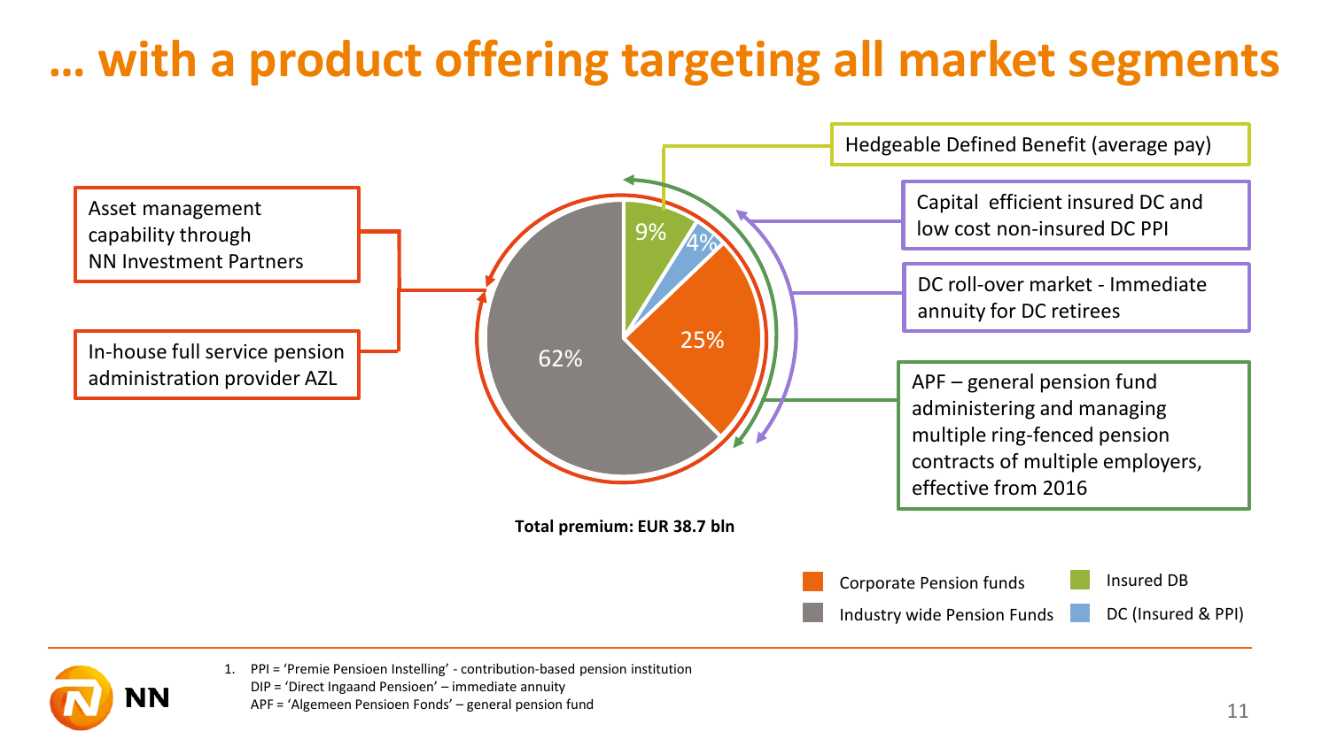# … with a product offering targeting all market segments

Asset management capability through NN Investment Partners

In-house full service pension administration provider AZL

Hedgeable Defined Benefit (average pay)

Capital efficient insured DC and low cost non-insured DC PPI

DC roll-over market - Immediate annuity for DC retirees

APF – general pension fund administering and managing multiple ring-fenced pension contracts of multiple employers, effective from 2016

| Segment | Share |
|---|---|
| Industry wide Pension Funds | 62% |
| Corporate Pension funds | 25% |
| Insured DB | 9% |
| DC (Insured & PPI) | 4% |

**Total premium: EUR 38.7 bln**

1. PPI = 'Premie Pensioen Instelling' - contribution-based pension institution
   DIP = 'Direct Ingaand Pensioen' – immediate annuity
   APF = 'Algemeen Pensioen Fonds' – general pension fund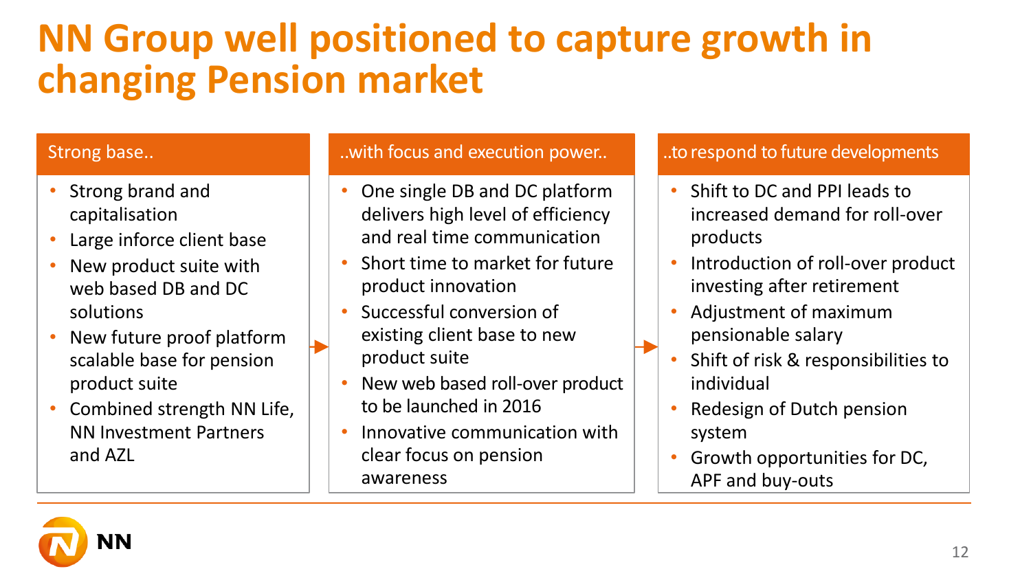# NN Group well positioned to capture growth in changing Pension market

## Strong base..

- Strong brand and capitalisation
- Large inforce client base
- New product suite with web based DB and DC solutions
- New future proof platform scalable base for pension product suite
- Combined strength NN Life, NN Investment Partners and AZL

## ..with focus and execution power..

- One single DB and DC platform delivers high level of efficiency and real time communication
- Short time to market for future product innovation
- Successful conversion of existing client base to new product suite
- New web based roll-over product to be launched in 2016
- Innovative communication with clear focus on pension awareness

## ..to respond to future developments

- Shift to DC and PPI leads to increased demand for roll-over products
- Introduction of roll-over product investing after retirement
- Adjustment of maximum pensionable salary
- Shift of risk & responsibilities to individual
- Redesign of Dutch pension system
- Growth opportunities for DC, APF and buy-outs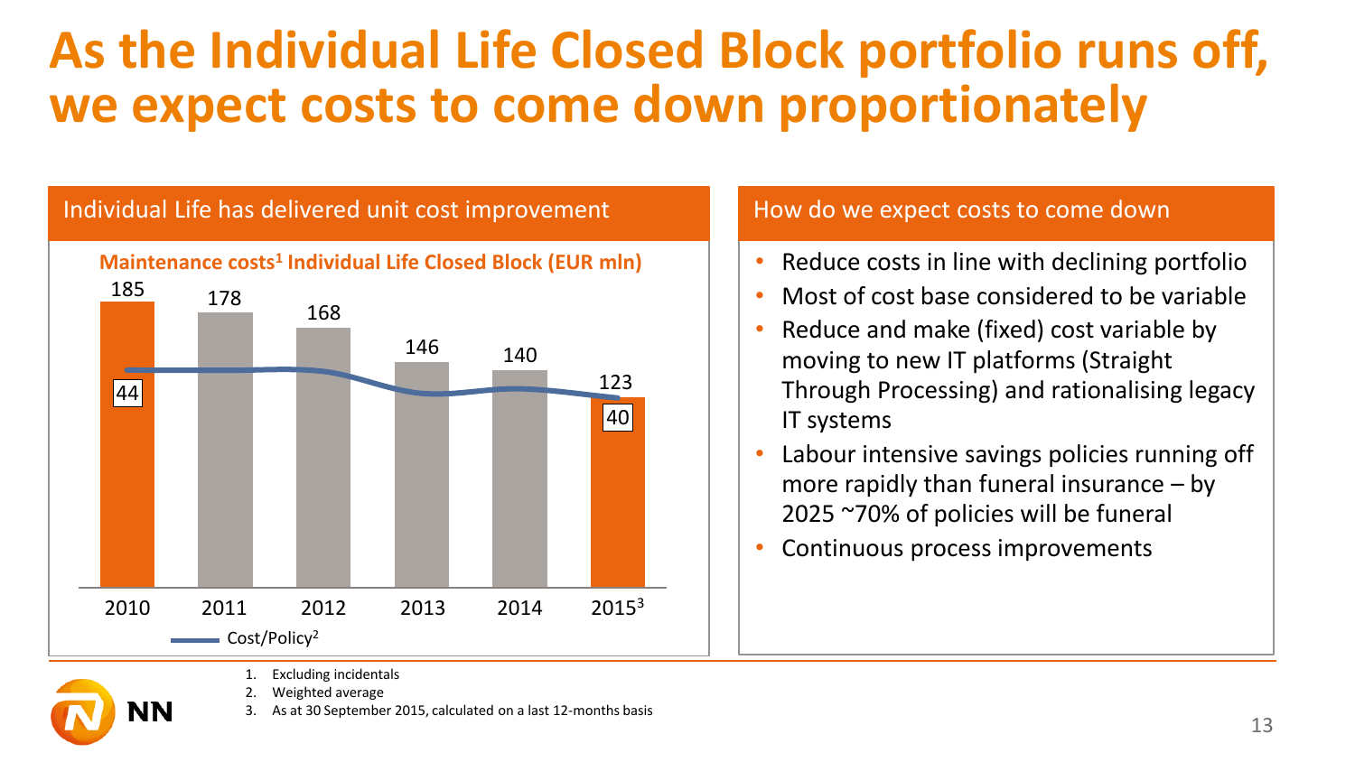# As the Individual Life Closed Block portfolio runs off, we expect costs to come down proportionately

## Individual Life has delivered unit cost improvement

**Maintenance costs[1] Individual Life Closed Block (EUR mln)**

| Year | Maintenance costs | Cost/Policy[2] |
|---|---|---|
| 2010 | 185 | 44 |
| 2011 | 178 | |
| 2012 | 168 | |
| 2013 | 146 | |
| 2014 | 140 | |
| 2015[3] | 123 | 40 |

## How do we expect costs to come down

- Reduce costs in line with declining portfolio
- Most of cost base considered to be variable
- Reduce and make (fixed) cost variable by moving to new IT platforms (Straight Through Processing) and rationalising legacy IT systems
- Labour intensive savings policies running off more rapidly than funeral insurance – by 2025 ~70% of policies will be funeral
- Continuous process improvements

1. Excluding incidentals
2. Weighted average
3. As at 30 September 2015, calculated on a last 12-months basis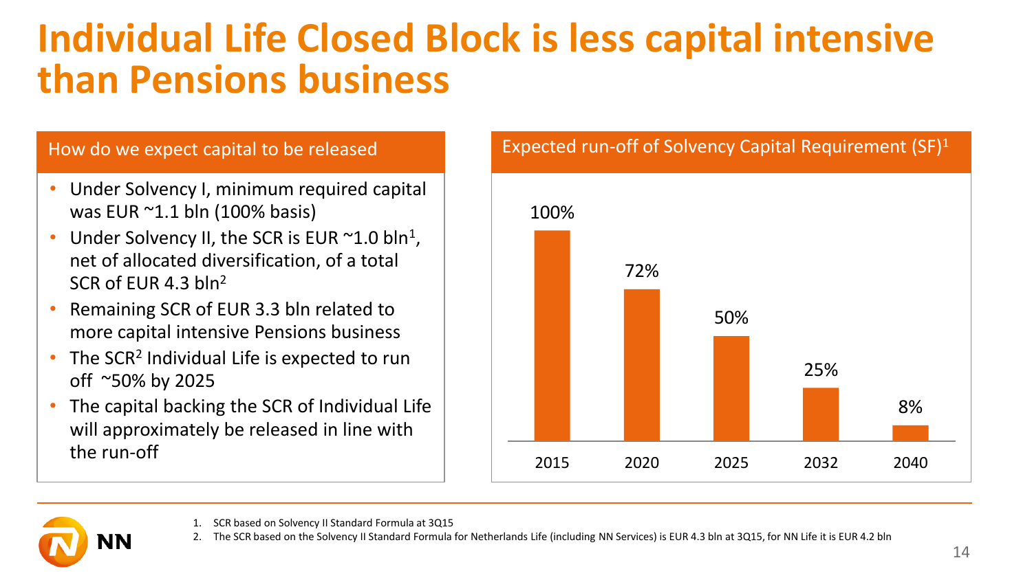# Individual Life Closed Block is less capital intensive than Pensions business

## How do we expect capital to be released

- Under Solvency I, minimum required capital was EUR ~1.1 bln (100% basis)
- Under Solvency II, the SCR is EUR ~1.0 bln[1], net of allocated diversification, of a total SCR of EUR 4.3 bln[2]
- Remaining SCR of EUR 3.3 bln related to more capital intensive Pensions business
- The SCR[2] Individual Life is expected to run off ~50% by 2025
- The capital backing the SCR of Individual Life will approximately be released in line with the run-off

## Expected run-off of Solvency Capital Requirement (SF)[1]

| 2015 | 2020 | 2025 | 2032 | 2040 |
|---|---|---|---|---|
| 100% | 72% | 50% | 25% | 8% |

1. SCR based on Solvency II Standard Formula at 3Q15
2. The SCR based on the Solvency II Standard Formula for Netherlands Life (including NN Services) is EUR 4.3 bln at 3Q15, for NN Life it is EUR 4.2 bln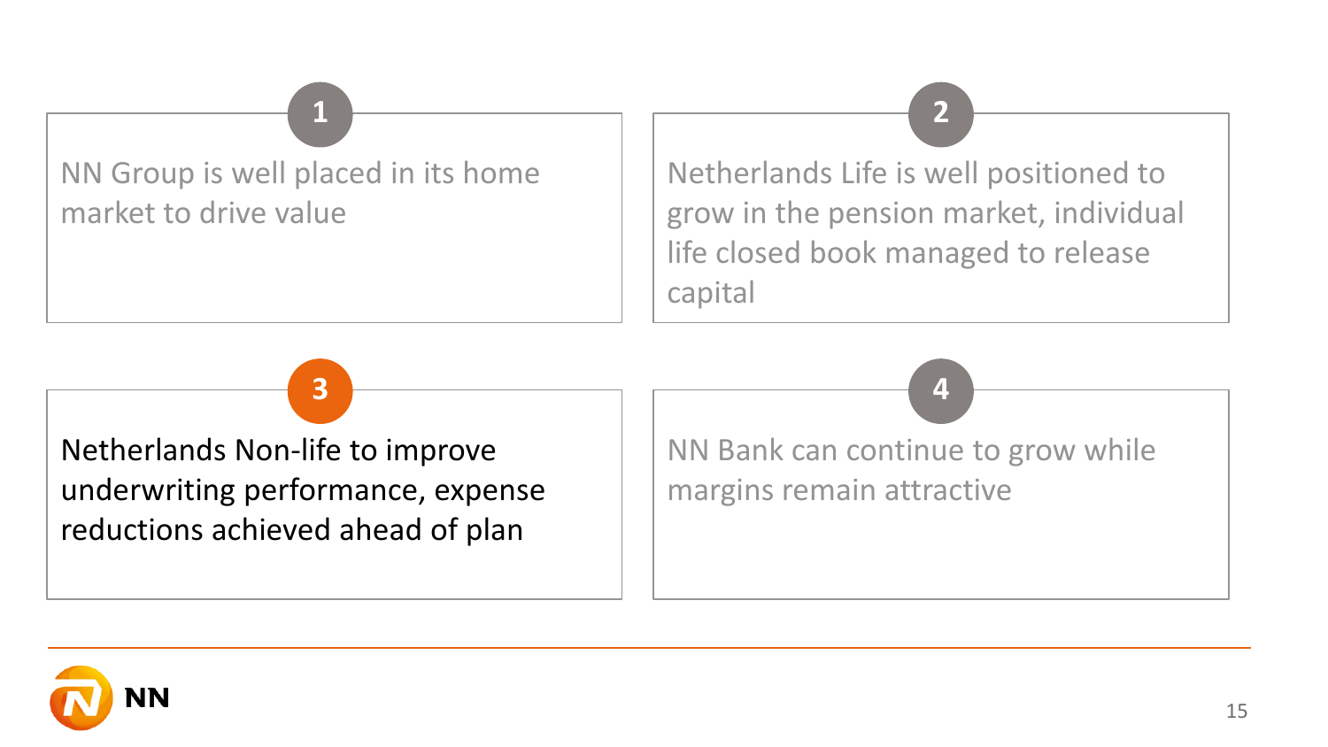1. NN Group is well placed in its home market to drive value

2. Netherlands Life is well positioned to grow in the pension market, individual life closed book managed to release capital

3. **Netherlands Non-life to improve underwriting performance, expense reductions achieved ahead of plan**

4. NN Bank can continue to grow while margins remain attractive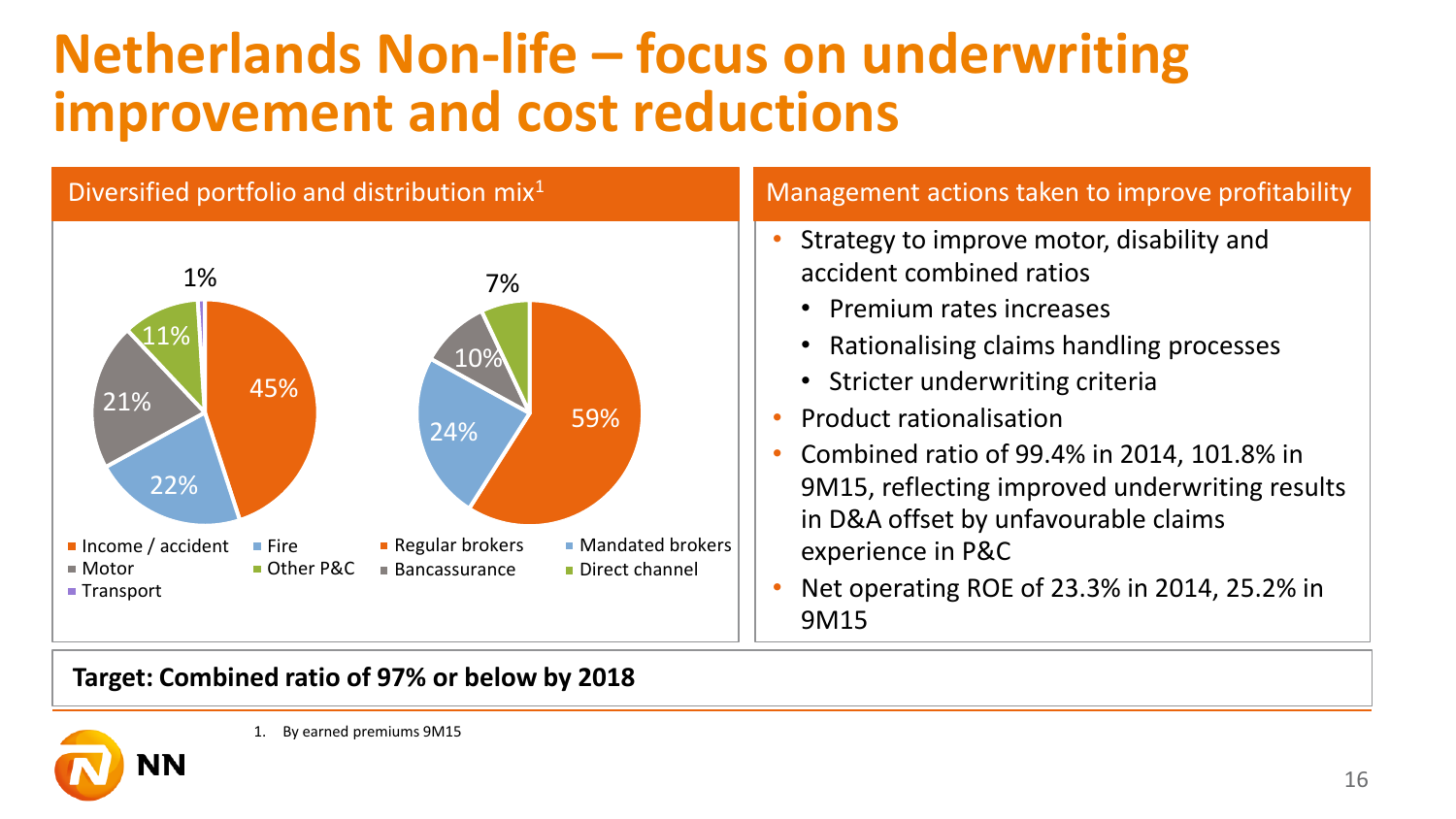# Netherlands Non-life – focus on underwriting improvement and cost reductions

## Diversified portfolio and distribution mix[1]

| Portfolio | % |
|---|---|
| Income / accident | 45% |
| Fire | 22% |
| Motor | 21% |
| Other P&C | 11% |
| Transport | 1% |

| Distribution | % |
|---|---|
| Regular brokers | 59% |
| Mandated brokers | 24% |
| Bancassurance | 10% |
| Direct channel | 7% |

## Management actions taken to improve profitability

- Strategy to improve motor, disability and accident combined ratios
  - Premium rates increases
  - Rationalising claims handling processes
  - Stricter underwriting criteria
- Product rationalisation
- Combined ratio of 99.4% in 2014, 101.8% in 9M15, reflecting improved underwriting results in D&A offset by unfavourable claims experience in P&C
- Net operating ROE of 23.3% in 2014, 25.2% in 9M15

**Target: Combined ratio of 97% or below by 2018**

1. By earned premiums 9M15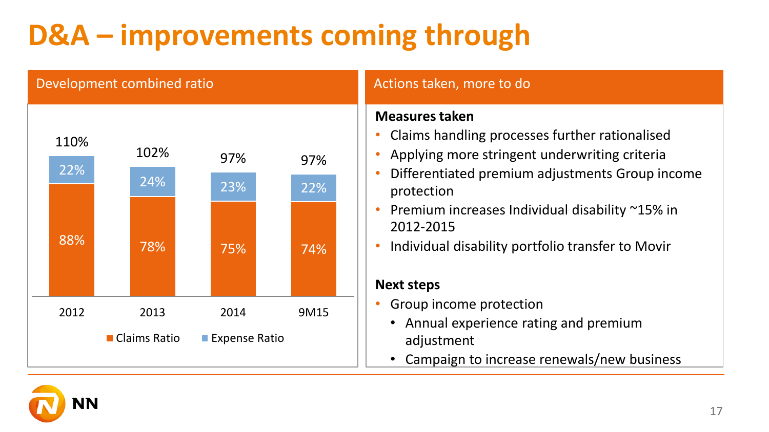# D&A – improvements coming through

## Development combined ratio

| | 2012 | 2013 | 2014 | 9M15 |
|---|---|---|---|---|
| Claims Ratio | 88% | 78% | 75% | 74% |
| Expense Ratio | 22% | 24% | 23% | 22% |
| Total | 110% | 102% | 97% | 97% |

## Actions taken, more to do

**Measures taken**

- Claims handling processes further rationalised
- Applying more stringent underwriting criteria
- Differentiated premium adjustments Group income protection
- Premium increases Individual disability ~15% in 2012-2015
- Individual disability portfolio transfer to Movir

**Next steps**

- Group income protection
  - Annual experience rating and premium adjustment
  - Campaign to increase renewals/new business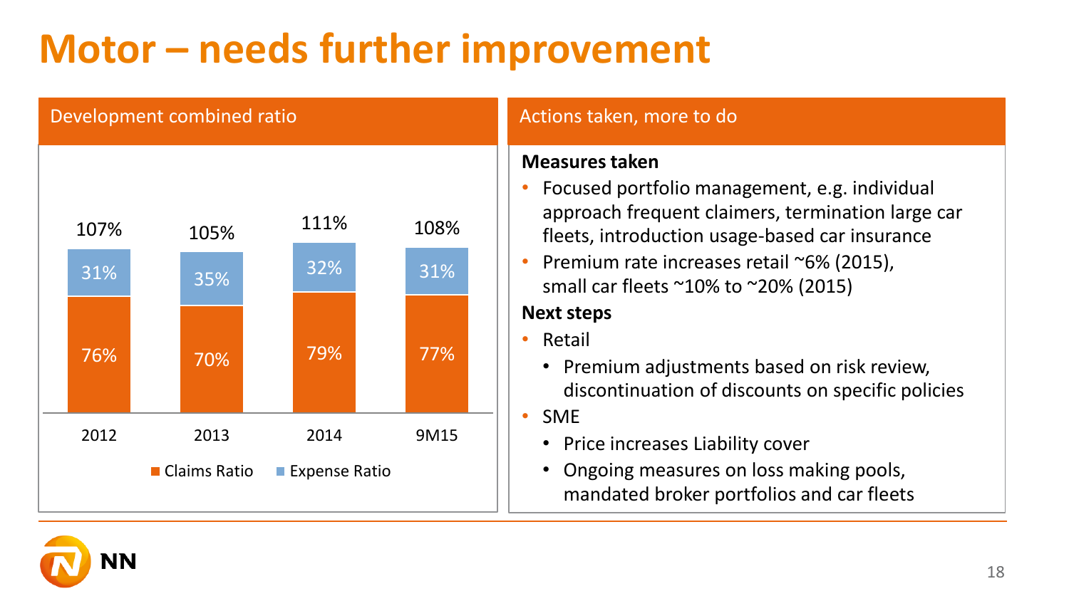# Motor – needs further improvement

## Development combined ratio

| | 2012 | 2013 | 2014 | 9M15 |
|---|---|---|---|---|
| Claims Ratio | 76% | 70% | 79% | 77% |
| Expense Ratio | 31% | 35% | 32% | 31% |
| Combined ratio | 107% | 105% | 111% | 108% |

## Actions taken, more to do

**Measures taken**

- Focused portfolio management, e.g. individual approach frequent claimers, termination large car fleets, introduction usage-based car insurance
- Premium rate increases retail ~6% (2015), small car fleets ~10% to ~20% (2015)

**Next steps**

- Retail
  - Premium adjustments based on risk review, discontinuation of discounts on specific policies
- SME
  - Price increases Liability cover
  - Ongoing measures on loss making pools, mandated broker portfolios and car fleets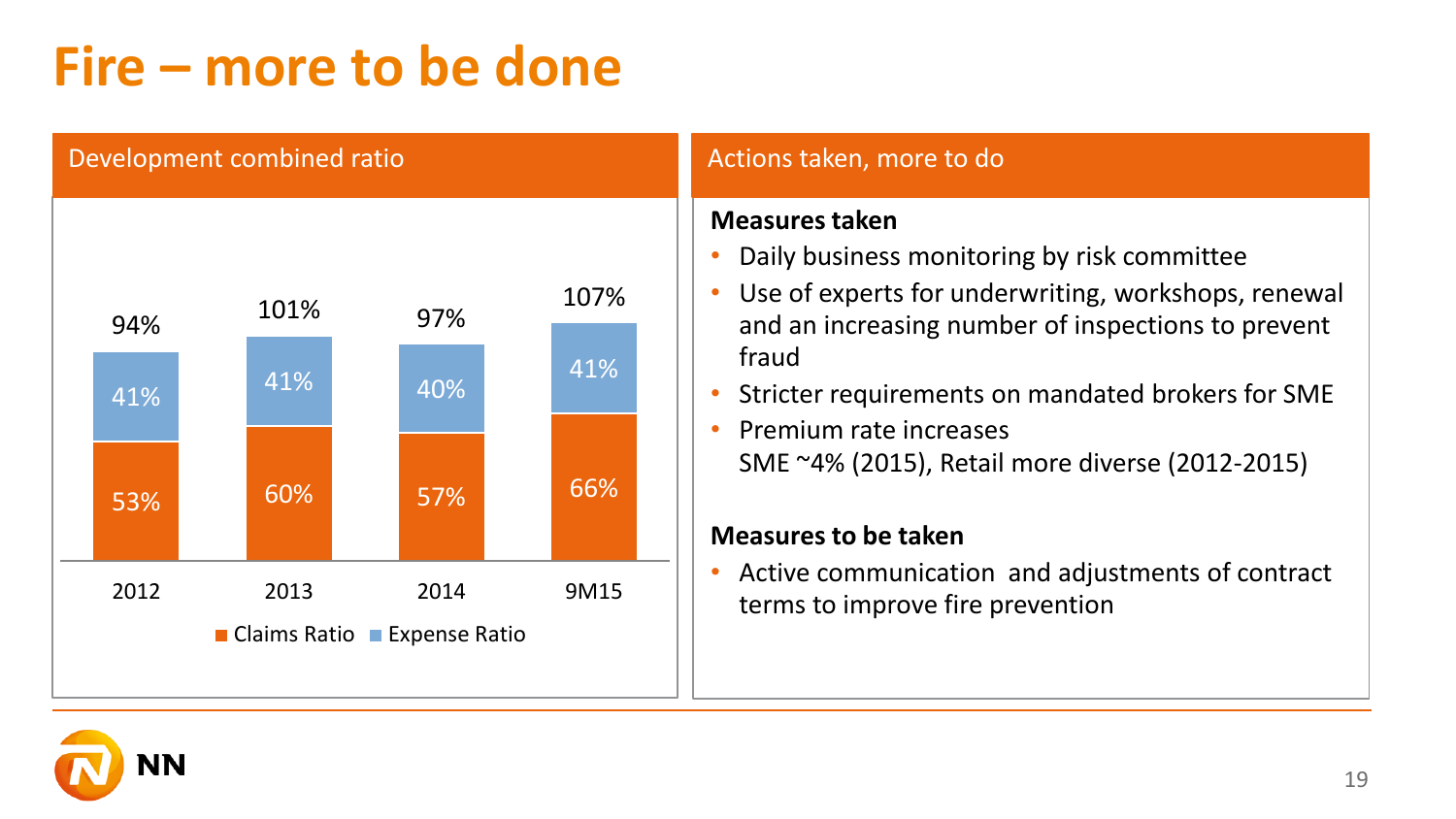# Fire – more to be done

## Development combined ratio

| | 2012 | 2013 | 2014 | 9M15 |
|---|---|---|---|---|
| Claims Ratio | 53% | 60% | 57% | 66% |
| Expense Ratio | 41% | 41% | 40% | 41% |
| Combined ratio | 94% | 101% | 97% | 107% |

## Actions taken, more to do

**Measures taken**

- Daily business monitoring by risk committee
- Use of experts for underwriting, workshops, renewal and an increasing number of inspections to prevent fraud
- Stricter requirements on mandated brokers for SME
- Premium rate increases
  SME ~4% (2015), Retail more diverse (2012-2015)

**Measures to be taken**

- Active communication and adjustments of contract terms to improve fire prevention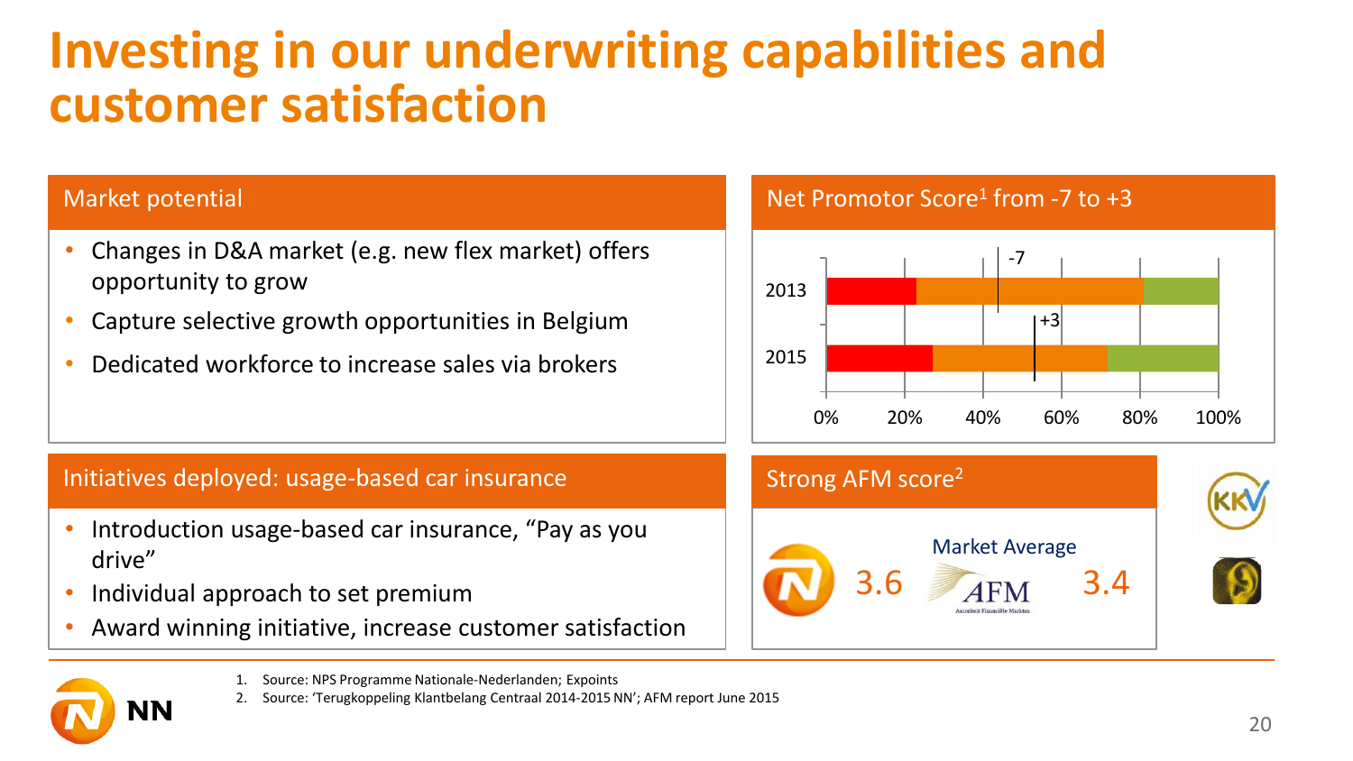# Investing in our underwriting capabilities and customer satisfaction

## Market potential

- Changes in D&A market (e.g. new flex market) offers opportunity to grow
- Capture selective growth opportunities in Belgium
- Dedicated workforce to increase sales via brokers

## Net Promotor Score[1] from -7 to +3

2013: -7

2015: +3

0% 20% 40% 60% 80% 100%

## Initiatives deployed: usage-based car insurance

- Introduction usage-based car insurance, "Pay as you drive"
- Individual approach to set premium
- Award winning initiative, increase customer satisfaction

## Strong AFM score[2]

NN: 3.6

Market Average (AFM): 3.4

1. Source: NPS Programme Nationale-Nederlanden; Expoints
2. Source: 'Terugkoppeling Klantbelang Centraal 2014-2015 NN'; AFM report June 2015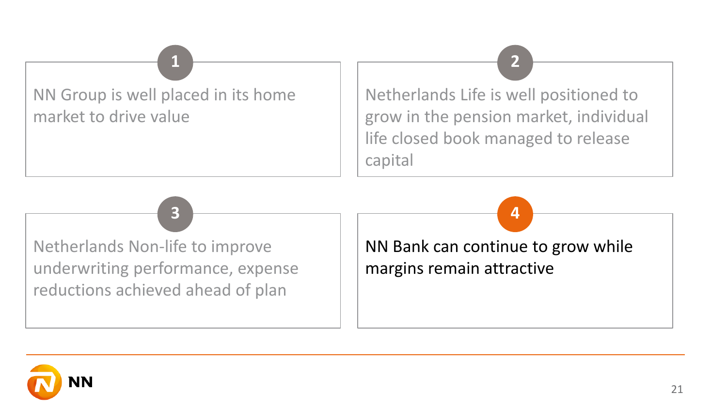1. NN Group is well placed in its home market to drive value

2. Netherlands Life is well positioned to grow in the pension market, individual life closed book managed to release capital

3. Netherlands Non-life to improve underwriting performance, expense reductions achieved ahead of plan

4. **NN Bank can continue to grow while margins remain attractive**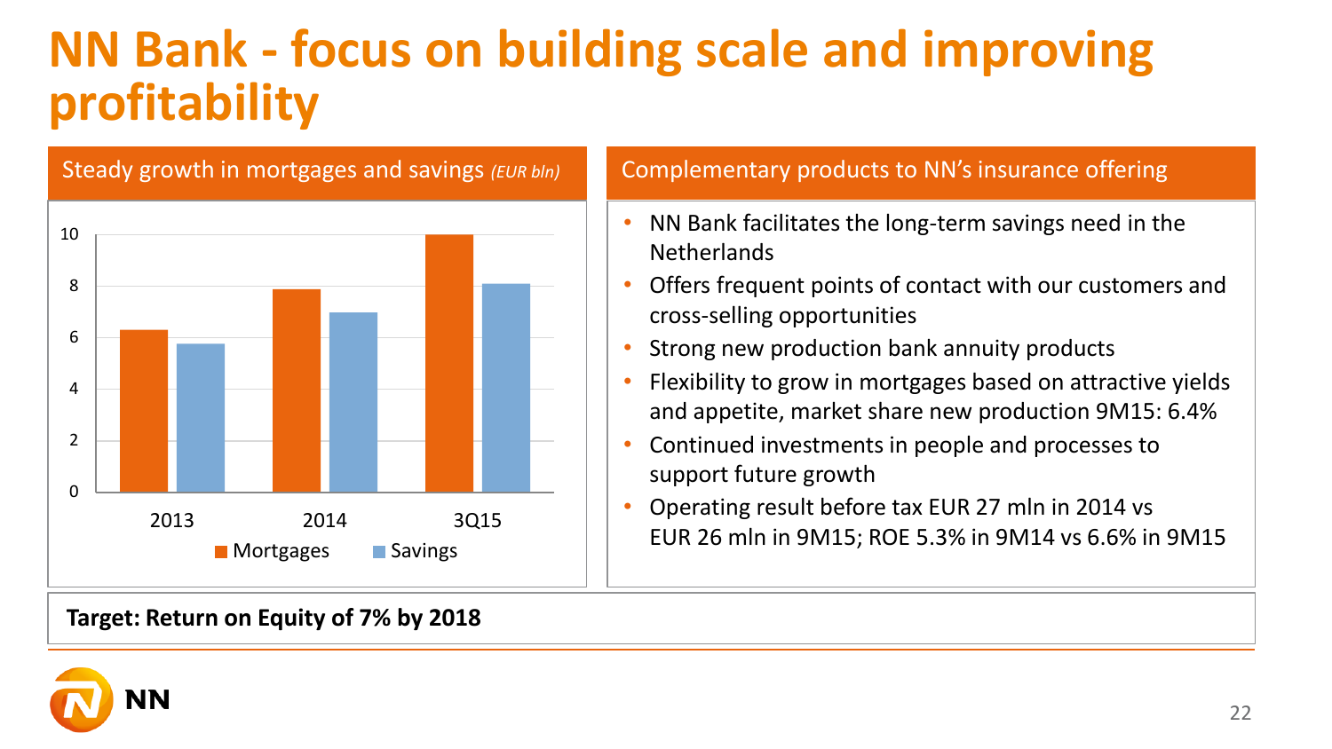# NN Bank - focus on building scale and improving profitability

## Steady growth in mortgages and savings *(EUR bln)*

| | Mortgages | Savings |
|---|---|---|
| 2013 | 6.3 | 5.8 |
| 2014 | 7.9 | 7.0 |
| 3Q15 | 10.0 | 8.1 |

## Complementary products to NN's insurance offering

- NN Bank facilitates the long-term savings need in the Netherlands
- Offers frequent points of contact with our customers and cross-selling opportunities
- Strong new production bank annuity products
- Flexibility to grow in mortgages based on attractive yields and appetite, market share new production 9M15: 6.4%
- Continued investments in people and processes to support future growth
- Operating result before tax EUR 27 mln in 2014 vs EUR 26 mln in 9M15; ROE 5.3% in 9M14 vs 6.6% in 9M15

**Target: Return on Equity of 7% by 2018**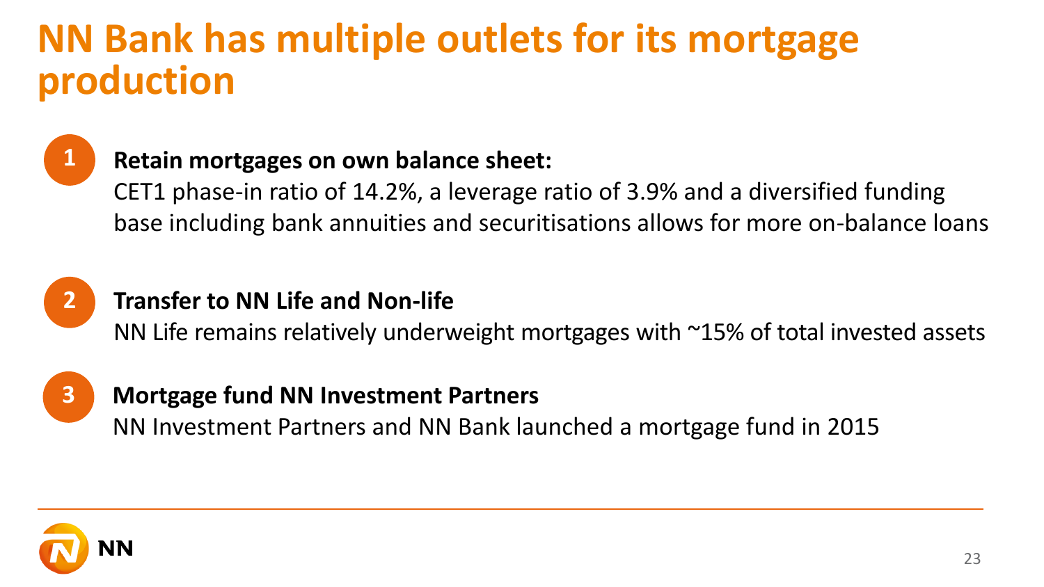# NN Bank has multiple outlets for its mortgage production

1. **Retain mortgages on own balance sheet:**
   CET1 phase-in ratio of 14.2%, a leverage ratio of 3.9% and a diversified funding base including bank annuities and securitisations allows for more on-balance loans

2. **Transfer to NN Life and Non-life**
   NN Life remains relatively underweight mortgages with ~15% of total invested assets

3. **Mortgage fund NN Investment Partners**
   NN Investment Partners and NN Bank launched a mortgage fund in 2015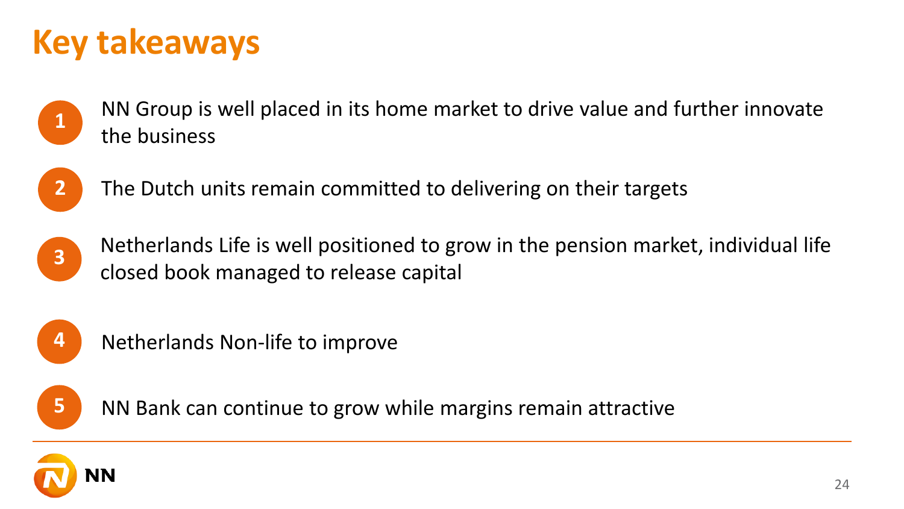# Key takeaways

1. NN Group is well placed in its home market to drive value and further innovate the business
2. The Dutch units remain committed to delivering on their targets
3. Netherlands Life is well positioned to grow in the pension market, individual life closed book managed to release capital
4. Netherlands Non-life to improve
5. NN Bank can continue to grow while margins remain attractive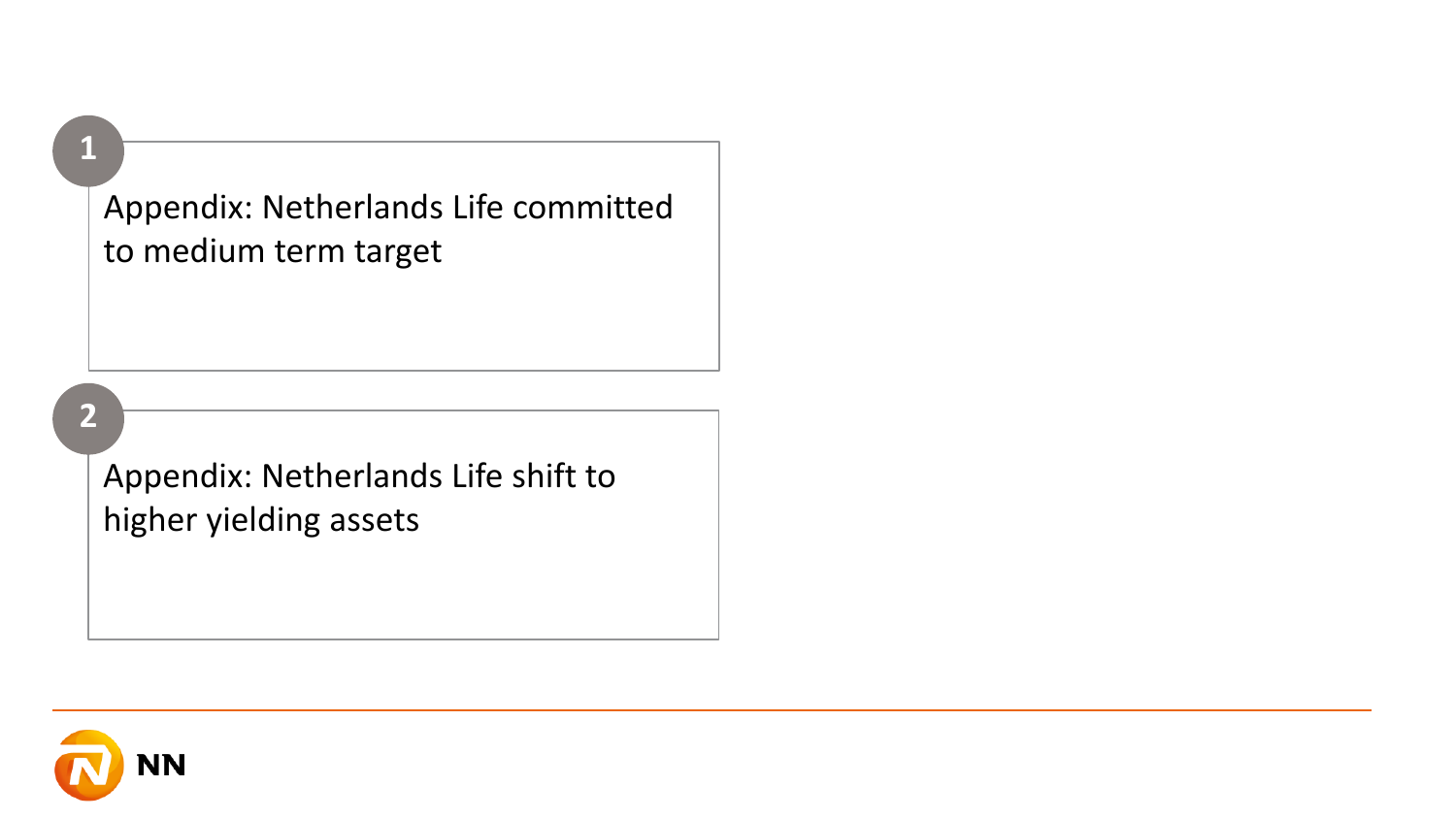1. Appendix: Netherlands Life committed to medium term target

2. Appendix: Netherlands Life shift to higher yielding assets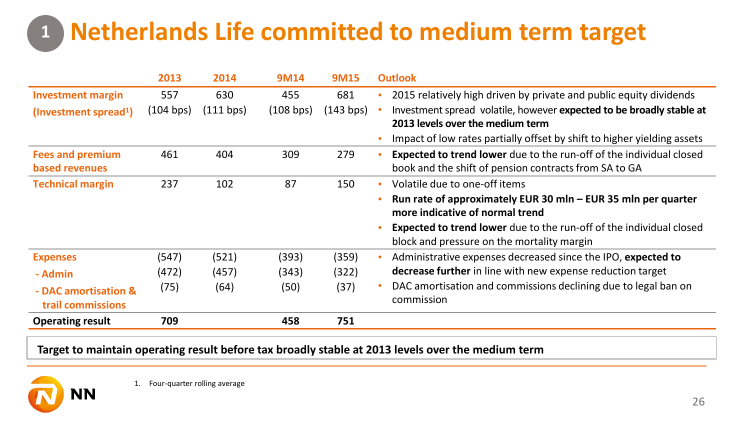# 1 Netherlands Life committed to medium term target

| | 2013 | 2014 | 9M14 | 9M15 | Outlook |
|---|---|---|---|---|---|
| **Investment margin** | 557 | 630 | 455 | 681 | • 2015 relatively high driven by private and public equity dividends |
| **(Investment spread[1])** | (104 bps) | (111 bps) | (108 bps) | (143 bps) | • Investment spread volatile, however **expected to be broadly stable at 2013 levels over the medium term**<br>• Impact of low rates partially offset by shift to higher yielding assets |
| **Fees and premium based revenues** | 461 | 404 | 309 | 279 | • **Expected to trend lower** due to the run-off of the individual closed book and the shift of pension contracts from SA to GA |
| **Technical margin** | 237 | 102 | 87 | 150 | • Volatile due to one-off items<br>• **Run rate of approximately EUR 30 mln – EUR 35 mln per quarter more indicative of normal trend**<br>• **Expected to trend lower** due to the run-off of the individual closed block and pressure on the mortality margin |
| **Expenses** | (547) | (521) | (393) | (359) | • Administrative expenses decreased since the IPO, **expected to decrease further** in line with new expense reduction target |
| **- Admin** | (472) | (457) | (343) | (322) | |
| **- DAC amortisation & trail commissions** | (75) | (64) | (50) | (37) | • DAC amortisation and commissions declining due to legal ban on commission |
| **Operating result** | **709** | | **458** | **751** | |

**Target to maintain operating result before tax broadly stable at 2013 levels over the medium term**

1. Four-quarter rolling average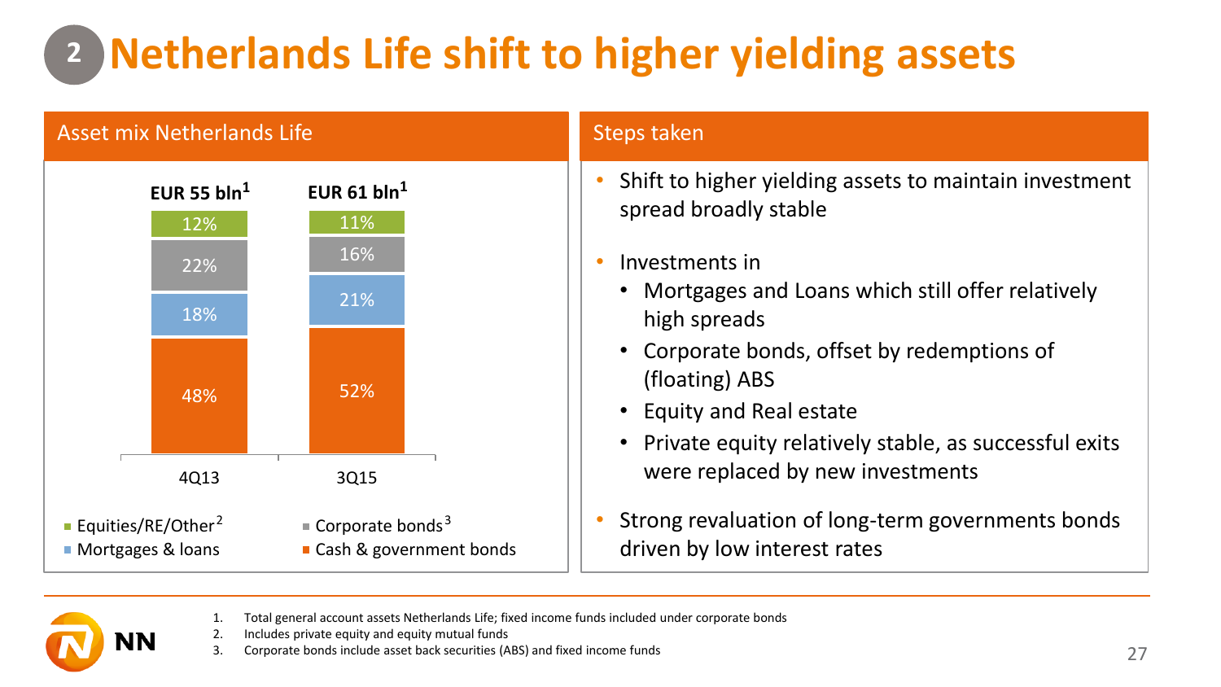# 2 Netherlands Life shift to higher yielding assets

## Asset mix Netherlands Life

| | 4Q13 | 3Q15 |
|---|---|---|
| Total | EUR 55 bln[1] | EUR 61 bln[1] |
| Equities/RE/Other[2] | 12% | 11% |
| Corporate bonds[3] | 22% | 16% |
| Mortgages & loans | 18% | 21% |
| Cash & government bonds | 48% | 52% |

## Steps taken

- Shift to higher yielding assets to maintain investment spread broadly stable
- Investments in
  - Mortgages and Loans which still offer relatively high spreads
  - Corporate bonds, offset by redemptions of (floating) ABS
  - Equity and Real estate
  - Private equity relatively stable, as successful exits were replaced by new investments
- Strong revaluation of long-term governments bonds driven by low interest rates

1. Total general account assets Netherlands Life; fixed income funds included under corporate bonds
2. Includes private equity and equity mutual funds
3. Corporate bonds include asset back securities (ABS) and fixed income funds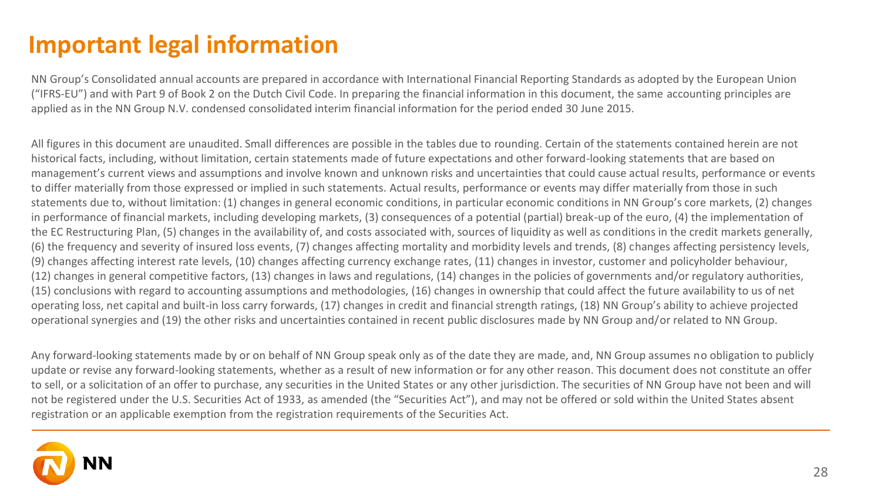# Important legal information

NN Group's Consolidated annual accounts are prepared in accordance with International Financial Reporting Standards as adopted by the European Union ("IFRS-EU") and with Part 9 of Book 2 on the Dutch Civil Code. In preparing the financial information in this document, the same accounting principles are applied as in the NN Group N.V. condensed consolidated interim financial information for the period ended 30 June 2015.

All figures in this document are unaudited. Small differences are possible in the tables due to rounding. Certain of the statements contained herein are not historical facts, including, without limitation, certain statements made of future expectations and other forward-looking statements that are based on management's current views and assumptions and involve known and unknown risks and uncertainties that could cause actual results, performance or events to differ materially from those expressed or implied in such statements. Actual results, performance or events may differ materially from those in such statements due to, without limitation: (1) changes in general economic conditions, in particular economic conditions in NN Group's core markets, (2) changes in performance of financial markets, including developing markets, (3) consequences of a potential (partial) break-up of the euro, (4) the implementation of the EC Restructuring Plan, (5) changes in the availability of, and costs associated with, sources of liquidity as well as conditions in the credit markets generally, (6) the frequency and severity of insured loss events, (7) changes affecting mortality and morbidity levels and trends, (8) changes affecting persistency levels, (9) changes affecting interest rate levels, (10) changes affecting currency exchange rates, (11) changes in investor, customer and policyholder behaviour, (12) changes in general competitive factors, (13) changes in laws and regulations, (14) changes in the policies of governments and/or regulatory authorities, (15) conclusions with regard to accounting assumptions and methodologies, (16) changes in ownership that could affect the future availability to us of net operating loss, net capital and built-in loss carry forwards, (17) changes in credit and financial strength ratings, (18) NN Group's ability to achieve projected operational synergies and (19) the other risks and uncertainties contained in recent public disclosures made by NN Group and/or related to NN Group.

Any forward-looking statements made by or on behalf of NN Group speak only as of the date they are made, and, NN Group assumes no obligation to publicly update or revise any forward-looking statements, whether as a result of new information or for any other reason. This document does not constitute an offer to sell, or a solicitation of an offer to purchase, any securities in the United States or any other jurisdiction. The securities of NN Group have not been and will not be registered under the U.S. Securities Act of 1933, as amended (the "Securities Act"), and may not be offered or sold within the United States absent registration or an applicable exemption from the registration requirements of the Securities Act.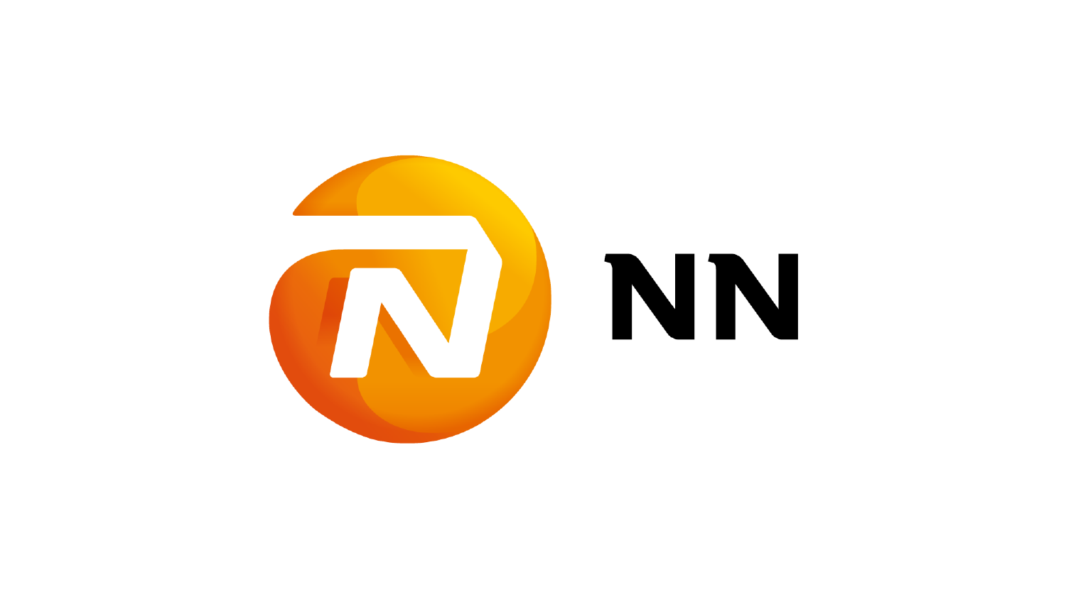NN